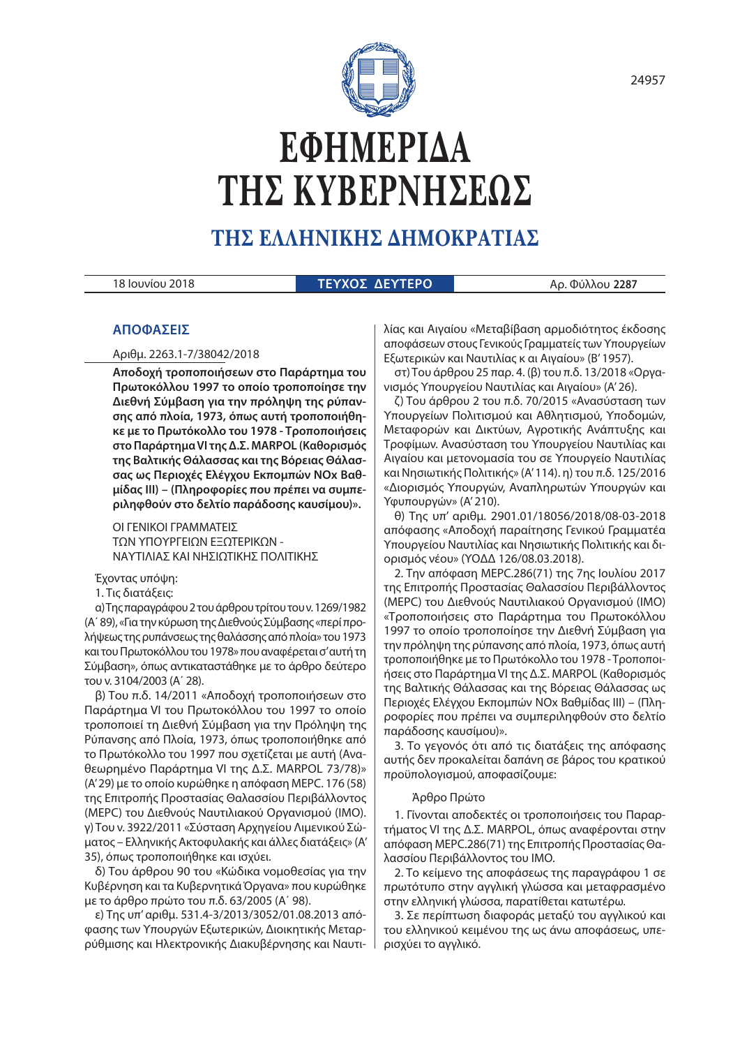# ΕΦΗΜΕΡΙΔΑ ΤΗΣ ΚΥΒΕΡΝΗΣΕΩΣ

## ΤΗΣ ΕΛΛΗΝΙΚΗΣ ΔΗΜΟΚΡΑΤΙΑΣ

18 Ιουνίου 2018 | **ΤΕΥΧΟΣ ΔΕΥΤΕΡΟ** | Αρ. Φύλλου **2287**

## ΑΠΟΦΑΣΕΙΣ

Αριθμ. 2263.1-7/38042/2018

**Αποδοχή τροποποιήσεων στο Παράρτημα του Πρωτοκόλλου 1997 το οποίο τροποποίησε την Διεθνή Σύμβαση για την πρόληψη της ρύπανσης από πλοία, 1973, όπως αυτή τροποποιήθηκε με το Πρωτόκολλο του 1978 - Τροποποιήσεις στο Παράρτημα VI της Δ.Σ. MARPOL (Καθορισμός της Βαλτικής Θάλασσας και της Βόρειας Θάλασσας ως Περιοχές Ελέγχου Εκπομπών NOx Βαθμίδας III) – (Πληροφορίες που πρέπει να συμπεριληφθούν στο δελτίο παράδοσης καυσίμου)».**

ΟΙ ΓΕΝΙΚΟΙ ΓΡΑΜΜΑΤΕΙΣ
ΤΩΝ ΥΠΟΥΡΓΕΙΩΝ ΕΞΩΤΕΡΙΚΩΝ -
ΝΑΥΤΙΛΙΑΣ ΚΑΙ ΝΗΣΙΩΤΙΚΗΣ ΠΟΛΙΤΙΚΗΣ

Έχοντας υπόψη:

1. Τις διατάξεις:

α) Της παραγράφου 2 του άρθρου τρίτου του ν. 1269/1982 (Α΄ 89), «Για την κύρωση της Διεθνούς Σύμβασης «περί προλήψεως της ρυπάνσεως της θαλάσσης από πλοία» του 1973 και του Πρωτοκόλλου του 1978» που αναφέρεται σ' αυτή τη Σύμβαση», όπως αντικαταστάθηκε με το άρθρο δεύτερο του ν. 3104/2003 (Α΄ 28).

β) Του π.δ. 14/2011 «Αποδοχή τροποποιήσεων στο Παράρτημα VI του Πρωτοκόλλου του 1997 το οποίο τροποποιεί τη Διεθνή Σύμβαση για την Πρόληψη της Ρύπανσης από Πλοία, 1973, όπως τροποποιήθηκε από το Πρωτόκολλο του 1997 που σχετίζεται με αυτή (Αναθεωρημένο Παράρτημα VI της Δ.Σ. MARPOL 73/78)» (Α' 29) με το οποίο κυρώθηκε η απόφαση MEPC. 176 (58) της Επιτροπής Προστασίας Θαλασσίου Περιβάλλοντος (MEPC) του Διεθνούς Ναυτιλιακού Οργανισμού (IMO).

γ) Του ν. 3922/2011 «Σύσταση Αρχηγείου Λιμενικού Σώματος – Ελληνικής Ακτοφυλακής και άλλες διατάξεις» (Α' 35), όπως τροποποιήθηκε και ισχύει.

δ) Του άρθρου 90 του «Κώδικα νομοθεσίας για την Κυβέρνηση και τα Κυβερνητικά Όργανα» που κυρώθηκε με το άρθρο πρώτο του π.δ. 63/2005 (Α΄ 98).

ε) Της υπ' αριθμ. 531.4-3/2013/3052/01.08.2013 απόφασης των Υπουργών Εξωτερικών, Διοικητικής Μεταρρύθμισης και Ηλεκτρονικής Διακυβέρνησης και Ναυτιλίας και Αιγαίου «Μεταβίβαση αρμοδιότητος έκδοσης αποφάσεων στους Γενικούς Γραμματείς των Υπουργείων Εξωτερικών και Ναυτιλίας κ αι Αιγαίου» (Β' 1957).

στ) Του άρθρου 25 παρ. 4. (β) του π.δ. 13/2018 «Οργανισμός Υπουργείου Ναυτιλίας και Αιγαίου» (Α' 26).

ζ) Του άρθρου 2 του π.δ. 70/2015 «Ανασύσταση των Υπουργείων Πολιτισμού και Αθλητισμού, Υποδομών, Μεταφορών και Δικτύων, Αγροτικής Ανάπτυξης και Τροφίμων. Ανασύσταση του Υπουργείου Ναυτιλίας και Αιγαίου και μετονομασία του σε Υπουργείο Ναυτιλίας και Νησιωτικής Πολιτικής» (Α' 114). η) του π.δ. 125/2016 «Διορισμός Υπουργών, Αναπληρωτών Υπουργών και Υφυπουργών» (Α' 210).

θ) Της υπ' αριθμ. 2901.01/18056/2018/08-03-2018 απόφασης «Αποδοχή παραίτησης Γενικού Γραμματέα Υπουργείου Ναυτιλίας και Νησιωτικής Πολιτικής και διορισμός νέου» (ΥΟΔΔ 126/08.03.2018).

2. Την απόφαση MEPC.286(71) της 7ης Ιουλίου 2017 της Επιτροπής Προστασίας Θαλασσίου Περιβάλλοντος (MEPC) του Διεθνούς Ναυτιλιακού Οργανισμού (IMO) «Τροποποιήσεις στο Παράρτημα του Πρωτοκόλλου 1997 το οποίο τροποποίησε την Διεθνή Σύμβαση για την πρόληψη της ρύπανσης από πλοία, 1973, όπως αυτή τροποποιήθηκε με το Πρωτόκολλο του 1978 - Τροποποιήσεις στο Παράρτημα VI της Δ.Σ. MARPOL (Καθορισμός της Βαλτικής Θάλασσας και της Βόρειας Θάλασσας ως Περιοχές Ελέγχου Εκπομπών NOx Βαθμίδας III) – (Πληροφορίες που πρέπει να συμπεριληφθούν στο δελτίο παράδοσης καυσίμου)».

3. Το γεγονός ότι από τις διατάξεις της απόφασης αυτής δεν προκαλείται δαπάνη σε βάρος του κρατικού προϋπολογισμού, αποφασίζουμε:

Άρθρο Πρώτο

1. Γίνονται αποδεκτές οι τροποποιήσεις του Παραρτήματος VI της Δ.Σ. MARPOL, όπως αναφέρονται στην απόφαση MEPC.286(71) της Επιτροπής Προστασίας Θαλασσίου Περιβάλλοντος του IMO.

2. Το κείμενο της αποφάσεως της παραγράφου 1 σε πρωτότυπο στην αγγλική γλώσσα και μεταφρασμένο στην ελληνική γλώσσα, παρατίθεται κατωτέρω.

3. Σε περίπτωση διαφοράς μεταξύ του αγγλικού και του ελληνικού κειμένου της ως άνω αποφάσεως, υπερισχύει το αγγλικό.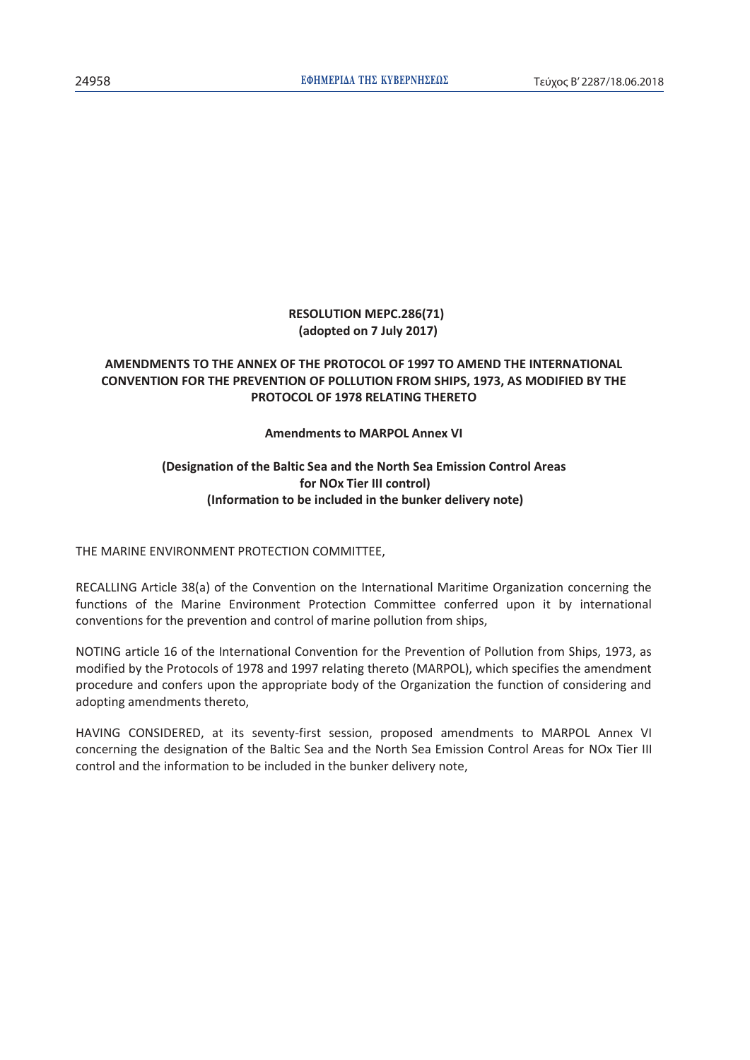**RESOLUTION MEPC.286(71)**
**(adopted on 7 July 2017)**

**AMENDMENTS TO THE ANNEX OF THE PROTOCOL OF 1997 TO AMEND THE INTERNATIONAL CONVENTION FOR THE PREVENTION OF POLLUTION FROM SHIPS, 1973, AS MODIFIED BY THE PROTOCOL OF 1978 RELATING THERETO**

**Amendments to MARPOL Annex VI**

**(Designation of the Baltic Sea and the North Sea Emission Control Areas for NOx Tier III control)**
**(Information to be included in the bunker delivery note)**

THE MARINE ENVIRONMENT PROTECTION COMMITTEE,

RECALLING Article 38(a) of the Convention on the International Maritime Organization concerning the functions of the Marine Environment Protection Committee conferred upon it by international conventions for the prevention and control of marine pollution from ships,

NOTING article 16 of the International Convention for the Prevention of Pollution from Ships, 1973, as modified by the Protocols of 1978 and 1997 relating thereto (MARPOL), which specifies the amendment procedure and confers upon the appropriate body of the Organization the function of considering and adopting amendments thereto,

HAVING CONSIDERED, at its seventy-first session, proposed amendments to MARPOL Annex VI concerning the designation of the Baltic Sea and the North Sea Emission Control Areas for NOx Tier III control and the information to be included in the bunker delivery note,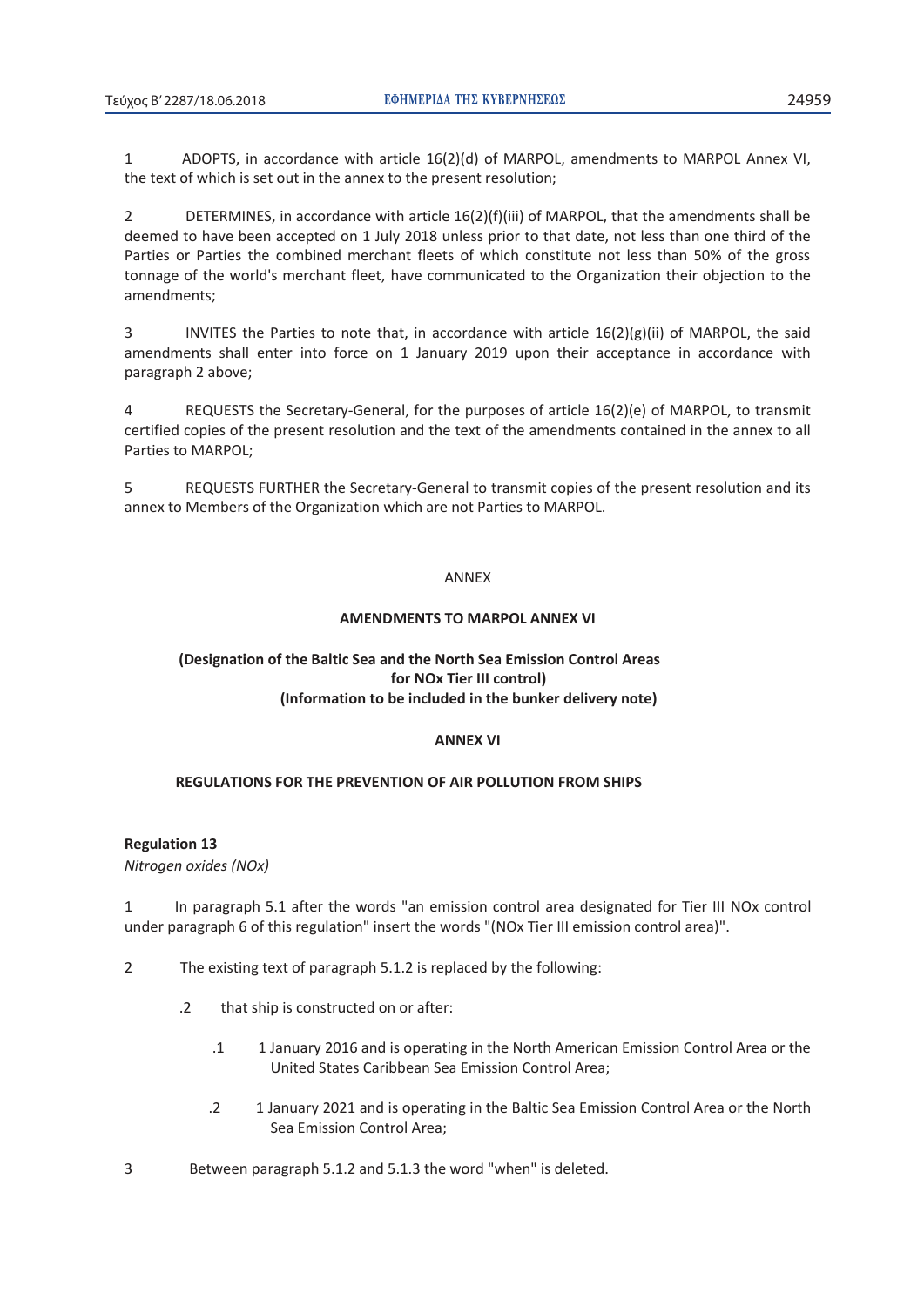1 ADOPTS, in accordance with article 16(2)(d) of MARPOL, amendments to MARPOL Annex VI, the text of which is set out in the annex to the present resolution;

2 DETERMINES, in accordance with article 16(2)(f)(iii) of MARPOL, that the amendments shall be deemed to have been accepted on 1 July 2018 unless prior to that date, not less than one third of the Parties or Parties the combined merchant fleets of which constitute not less than 50% of the gross tonnage of the world's merchant fleet, have communicated to the Organization their objection to the amendments;

3 INVITES the Parties to note that, in accordance with article 16(2)(g)(ii) of MARPOL, the said amendments shall enter into force on 1 January 2019 upon their acceptance in accordance with paragraph 2 above;

4 REQUESTS the Secretary-General, for the purposes of article 16(2)(e) of MARPOL, to transmit certified copies of the present resolution and the text of the amendments contained in the annex to all Parties to MARPOL;

5 REQUESTS FURTHER the Secretary-General to transmit copies of the present resolution and its annex to Members of the Organization which are not Parties to MARPOL.

ANNEX

**AMENDMENTS TO MARPOL ANNEX VI**

**(Designation of the Baltic Sea and the North Sea Emission Control Areas for NOx Tier III control)**
**(Information to be included in the bunker delivery note)**

**ANNEX VI**

**REGULATIONS FOR THE PREVENTION OF AIR POLLUTION FROM SHIPS**

**Regulation 13**
*Nitrogen oxides (NOx)*

1 In paragraph 5.1 after the words "an emission control area designated for Tier III NOx control under paragraph 6 of this regulation" insert the words "(NOx Tier III emission control area)".

2 The existing text of paragraph 5.1.2 is replaced by the following:

.2 that ship is constructed on or after:

.1 1 January 2016 and is operating in the North American Emission Control Area or the United States Caribbean Sea Emission Control Area;

.2 1 January 2021 and is operating in the Baltic Sea Emission Control Area or the North Sea Emission Control Area;

3 Between paragraph 5.1.2 and 5.1.3 the word "when" is deleted.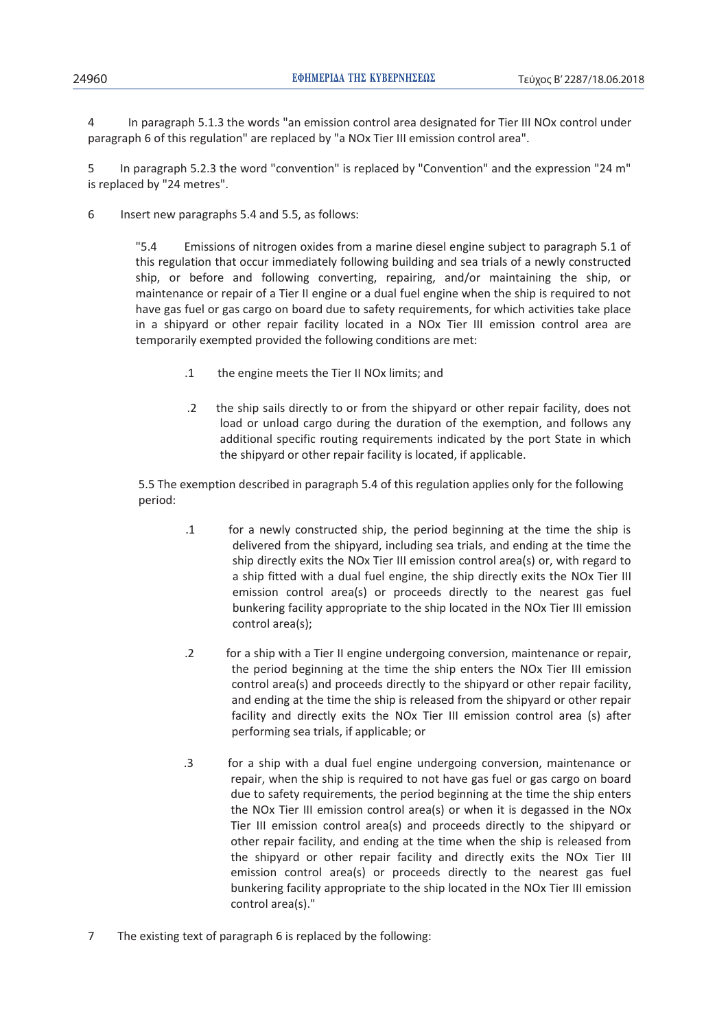4 In paragraph 5.1.3 the words "an emission control area designated for Tier III NOx control under paragraph 6 of this regulation" are replaced by "a NOx Tier III emission control area".

5 In paragraph 5.2.3 the word "convention" is replaced by "Convention" and the expression "24 m" is replaced by "24 metres".

6 Insert new paragraphs 5.4 and 5.5, as follows:

> "5.4 Emissions of nitrogen oxides from a marine diesel engine subject to paragraph 5.1 of this regulation that occur immediately following building and sea trials of a newly constructed ship, or before and following converting, repairing, and/or maintaining the ship, or maintenance or repair of a Tier II engine or a dual fuel engine when the ship is required to not have gas fuel or gas cargo on board due to safety requirements, for which activities take place in a shipyard or other repair facility located in a NOx Tier III emission control area are temporarily exempted provided the following conditions are met:
>
> .1 the engine meets the Tier II NOx limits; and
>
> .2 the ship sails directly to or from the shipyard or other repair facility, does not load or unload cargo during the duration of the exemption, and follows any additional specific routing requirements indicated by the port State in which the shipyard or other repair facility is located, if applicable.
>
> 5.5 The exemption described in paragraph 5.4 of this regulation applies only for the following period:
>
> .1 for a newly constructed ship, the period beginning at the time the ship is delivered from the shipyard, including sea trials, and ending at the time the ship directly exits the NOx Tier III emission control area(s) or, with regard to a ship fitted with a dual fuel engine, the ship directly exits the NOx Tier III emission control area(s) or proceeds directly to the nearest gas fuel bunkering facility appropriate to the ship located in the NOx Tier III emission control area(s);
>
> .2 for a ship with a Tier II engine undergoing conversion, maintenance or repair, the period beginning at the time the ship enters the NOx Tier III emission control area(s) and proceeds directly to the shipyard or other repair facility, and ending at the time the ship is released from the shipyard or other repair facility and directly exits the NOx Tier III emission control area (s) after performing sea trials, if applicable; or
>
> .3 for a ship with a dual fuel engine undergoing conversion, maintenance or repair, when the ship is required to not have gas fuel or gas cargo on board due to safety requirements, the period beginning at the time the ship enters the NOx Tier III emission control area(s) or when it is degassed in the NOx Tier III emission control area(s) and proceeds directly to the shipyard or other repair facility, and ending at the time when the ship is released from the shipyard or other repair facility and directly exits the NOx Tier III emission control area(s) or proceeds directly to the nearest gas fuel bunkering facility appropriate to the ship located in the NOx Tier III emission control area(s)."

7 The existing text of paragraph 6 is replaced by the following: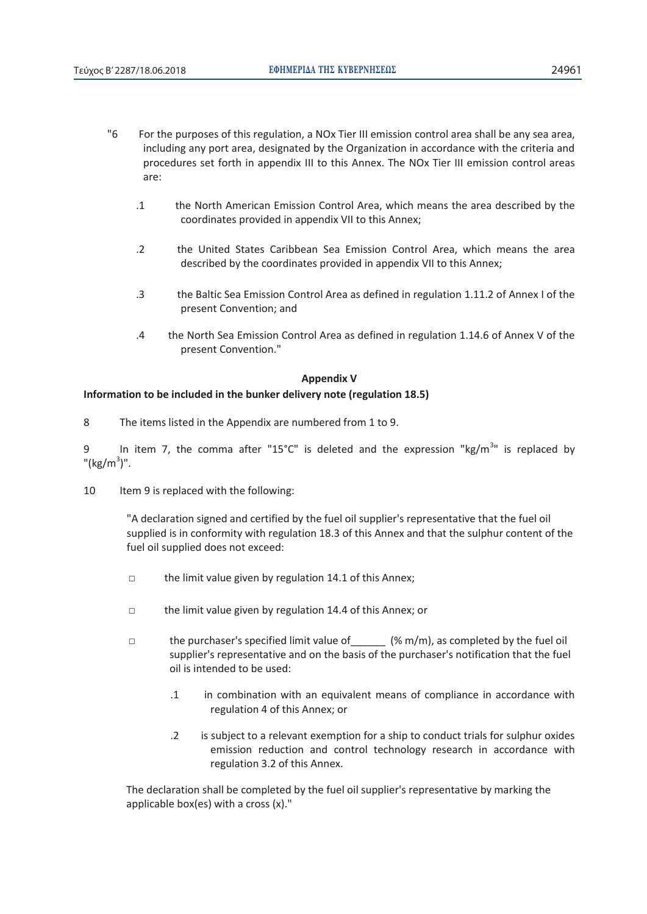"6 For the purposes of this regulation, a NOx Tier III emission control area shall be any sea area, including any port area, designated by the Organization in accordance with the criteria and procedures set forth in appendix III to this Annex. The NOx Tier III emission control areas are:

.1 the North American Emission Control Area, which means the area described by the coordinates provided in appendix VII to this Annex;

.2 the United States Caribbean Sea Emission Control Area, which means the area described by the coordinates provided in appendix VII to this Annex;

.3 the Baltic Sea Emission Control Area as defined in regulation 1.11.2 of Annex I of the present Convention; and

.4 the North Sea Emission Control Area as defined in regulation 1.14.6 of Annex V of the present Convention."

**Appendix V**

**Information to be included in the bunker delivery note (regulation 18.5)**

8 The items listed in the Appendix are numbered from 1 to 9.

9 In item 7, the comma after "15°C" is deleted and the expression "kg/$m^3$" is replaced by "(kg/$m^3$)".

10 Item 9 is replaced with the following:

"A declaration signed and certified by the fuel oil supplier's representative that the fuel oil supplied is in conformity with regulation 18.3 of this Annex and that the sulphur content of the fuel oil supplied does not exceed:

□ the limit value given by regulation 14.1 of this Annex;

□ the limit value given by regulation 14.4 of this Annex; or

□ the purchaser's specified limit value of______ (% m/m), as completed by the fuel oil supplier's representative and on the basis of the purchaser's notification that the fuel oil is intended to be used:

.1 in combination with an equivalent means of compliance in accordance with regulation 4 of this Annex; or

.2 is subject to a relevant exemption for a ship to conduct trials for sulphur oxides emission reduction and control technology research in accordance with regulation 3.2 of this Annex.

The declaration shall be completed by the fuel oil supplier's representative by marking the applicable box(es) with a cross (x)."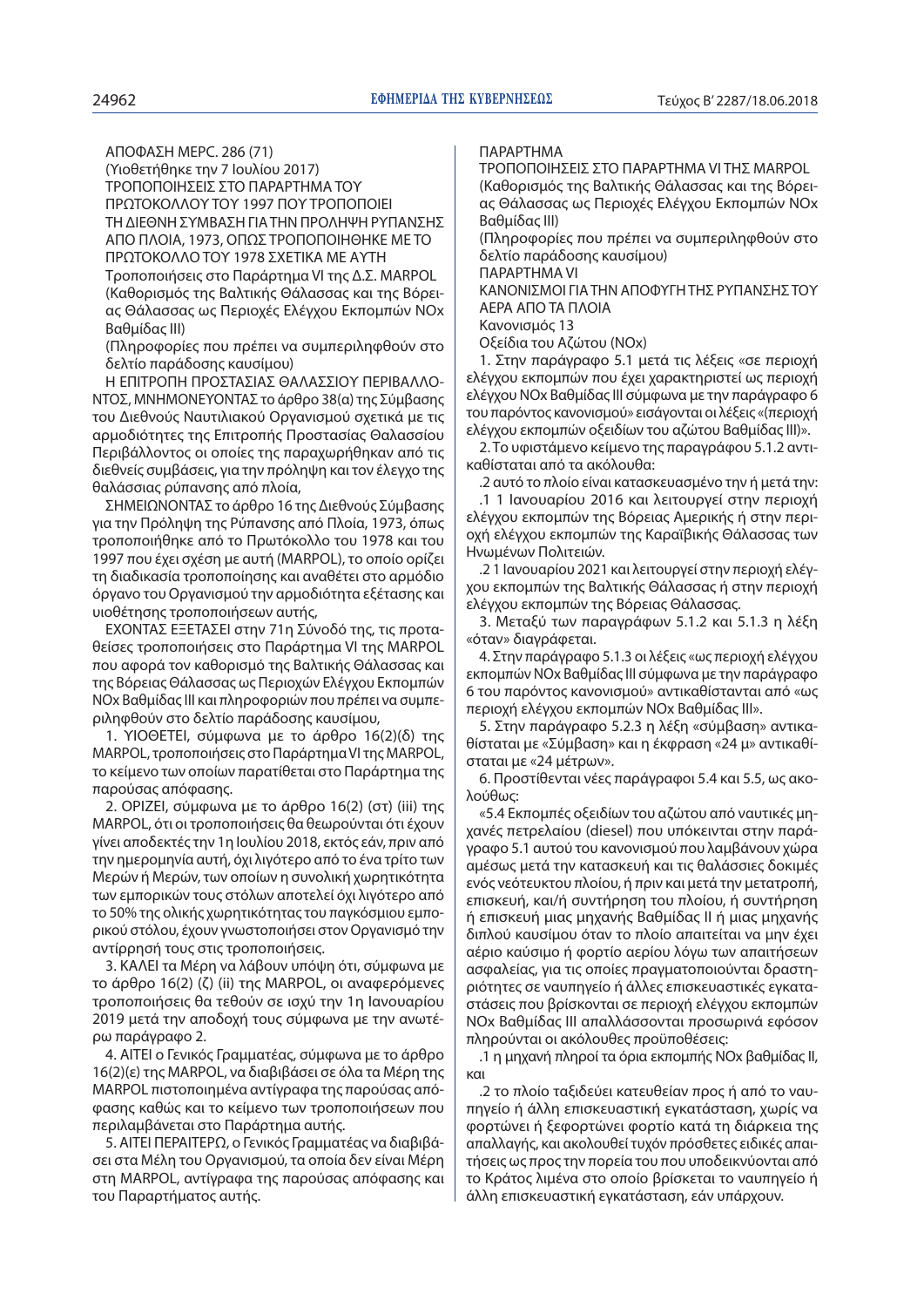ΑΠΟΦΑΣΗ MEPC. 286 (71)

(Υιοθετήθηκε την 7 Ιουλίου 2017)

ΤΡΟΠΟΠΟΙΗΣΕΙΣ ΣΤΟ ΠΑΡΑΡΤΗΜΑ ΤΟΥ ΠΡΩΤΟΚΟΛΛΟΥ ΤΟΥ 1997 ΠΟΥ ΤΡΟΠΟΠΟΙΕΙ ΤΗ ΔΙΕΘΝΗ ΣΥΜΒΑΣΗ ΓΙΑ ΤΗΝ ΠΡΟΛΗΨΗ ΡΥΠΑΝΣΗΣ ΑΠΟ ΠΛΟΙΑ, 1973, ΟΠΩΣ ΤΡΟΠΟΠΟΙΗΘΗΚΕ ΜΕ ΤΟ ΠΡΩΤΟΚΟΛΛΟ ΤΟΥ 1978 ΣΧΕΤΙΚΑ ΜΕ ΑΥΤΗ

Τροποποιήσεις στο Παράρτημα VI της Δ.Σ. MARPOL (Καθορισμός της Βαλτικής Θάλασσας και της Βόρειας Θάλασσας ως Περιοχές Ελέγχου Εκπομπών NOx Βαθμίδας III)

(Πληροφορίες που πρέπει να συμπεριληφθούν στο δελτίο παράδοσης καυσίμου)

Η ΕΠΙΤΡΟΠΗ ΠΡΟΣΤΑΣΙΑΣ ΘΑΛΑΣΣΙΟΥ ΠΕΡΙΒΑΛΛΟΝΤΟΣ, ΜΝΗΜΟΝΕΥΟΝΤΑΣ το άρθρο 38(α) της Σύμβασης του Διεθνούς Ναυτιλιακού Οργανισμού σχετικά με τις αρμοδιότητες της Επιτροπής Προστασίας Θαλασσίου Περιβάλλοντος οι οποίες της παραχωρήθηκαν από τις διεθνείς συμβάσεις, για την πρόληψη και τον έλεγχο της θαλάσσιας ρύπανσης από πλοία,

ΣΗΜΕΙΩΝΟΝΤΑΣ το άρθρο 16 της Διεθνούς Σύμβασης για την Πρόληψη της Ρύπανσης από Πλοία, 1973, όπως τροποποιήθηκε από το Πρωτόκολλο του 1978 και του 1997 που έχει σχέση με αυτή (MARPOL), το οποίο ορίζει τη διαδικασία τροποποίησης και αναθέτει στο αρμόδιο όργανο του Οργανισμού την αρμοδιότητα εξέτασης και υιοθέτησης τροποποιήσεων αυτής,

ΕΧΟΝΤΑΣ ΕΞΕΤΑΣΕΙ στην 71η Σύνοδό της, τις προταθείσες τροποποιήσεις στο Παράρτημα VI της MARPOL που αφορά τον καθορισμό της Βαλτικής Θάλασσας και της Βόρειας Θάλασσας ως Περιοχών Ελέγχου Εκπομπών NOx Βαθμίδας III και πληροφοριών που πρέπει να συμπεριληφθούν στο δελτίο παράδοσης καυσίμου,

1. ΥΙΟΘΕΤΕΙ, σύμφωνα με το άρθρο 16(2)(δ) της MARPOL, τροποποιήσεις στο Παράρτημα VI της MARPOL, το κείμενο των οποίων παρατίθεται στο Παράρτημα της παρούσας απόφασης.

2. ΟΡΙΖΕΙ, σύμφωνα με το άρθρο 16(2) (στ) (iii) της MARPOL, ότι οι τροποποιήσεις θα θεωρούνται ότι έχουν γίνει αποδεκτές την 1η Ιουλίου 2018, εκτός εάν, πριν από την ημερομηνία αυτή, όχι λιγότερο από το ένα τρίτο των Μερών ή Μερών, των οποίων η συνολική χωρητικότητα των εμπορικών τους στόλων αποτελεί όχι λιγότερο από το 50% της ολικής χωρητικότητας του παγκόσμιου εμπορικού στόλου, έχουν γνωστοποιήσει στον Οργανισμό την αντίρρησή τους στις τροποποιήσεις.

3. ΚΑΛΕΙ τα Μέρη να λάβουν υπόψη ότι, σύμφωνα με το άρθρο 16(2) (ζ) (ii) της MARPOL, οι αναφερόμενες τροποποιήσεις θα τεθούν σε ισχύ την 1η Ιανουαρίου 2019 μετά την αποδοχή τους σύμφωνα με την ανωτέρω παράγραφο 2.

4. ΑΙΤΕΙ ο Γενικός Γραμματέας, σύμφωνα με το άρθρο 16(2)(ε) της MARPOL, να διαβιβάσει σε όλα τα Μέρη της MARPOL πιστοποιημένα αντίγραφα της παρούσας απόφασης καθώς και το κείμενο των τροποποιήσεων που περιλαμβάνεται στο Παράρτημα αυτής.

5. ΑΙΤΕΙ ΠΕΡΑΙΤΕΡΩ, ο Γενικός Γραμματέας να διαβιβάσει στα Μέλη του Οργανισμού, τα οποία δεν είναι Μέρη στη MARPOL, αντίγραφα της παρούσας απόφασης και του Παραρτήματος αυτής.

ΠΑΡΑΡΤΗΜΑ

ΤΡΟΠΟΠΟΙΗΣΕΙΣ ΣΤΟ ΠΑΡΑΡΤΗΜΑ VI ΤΗΣ MARPOL

(Καθορισμός της Βαλτικής Θάλασσας και της Βόρειας Θάλασσας ως Περιοχές Ελέγχου Εκπομπών NOx Βαθμίδας III)

(Πληροφορίες που πρέπει να συμπεριληφθούν στο δελτίο παράδοσης καυσίμου)

ΠΑΡΑΡΤΗΜΑ VI

ΚΑΝΟΝΙΣΜΟΙ ΓΙΑ ΤΗΝ ΑΠΟΦΥΓΗ ΤΗΣ ΡΥΠΑΝΣΗΣ ΤΟΥ ΑΕΡΑ ΑΠΟ ΤΑ ΠΛΟΙΑ

Κανονισμός 13

Οξείδια του Αζώτου (NOx)

1. Στην παράγραφο 5.1 μετά τις λέξεις «σε περιοχή ελέγχου εκπομπών που έχει χαρακτηριστεί ως περιοχή ελέγχου NOx Βαθμίδας III σύμφωνα με την παράγραφο 6 του παρόντος κανονισμού» εισάγονται οι λέξεις «(περιοχή ελέγχου εκπομπών οξειδίων του αζώτου Βαθμίδας III)».

2. Το υφιστάμενο κείμενο της παραγράφου 5.1.2 αντικαθίσταται από τα ακόλουθα:

.2 αυτό το πλοίο είναι κατασκευασμένο την ή μετά την:

.1 1 Ιανουαρίου 2016 και λειτουργεί στην περιοχή ελέγχου εκπομπών της Βόρειας Αμερικής ή στην περιοχή ελέγχου εκπομπών της Καραϊβικής Θάλασσας των Ηνωμένων Πολιτειών.

.2 1 Ιανουαρίου 2021 και λειτουργεί στην περιοχή ελέγχου εκπομπών της Βαλτικής Θάλασσάς ή στην περιοχή ελέγχου εκπομπών της Βόρειας Θάλασσας.

3. Μεταξύ των παραγράφων 5.1.2 και 5.1.3 η λέξη «όταν» διαγράφεται.

4. Στην παράγραφο 5.1.3 οι λέξεις «ως περιοχή ελέγχου εκπομπών NOx Βαθμίδας III σύμφωνα με την παράγραφο 6 του παρόντος κανονισμού» αντικαθίστανται από «ως περιοχή ελέγχου εκπομπών NOx Βαθμίδας III».

5. Στην παράγραφο 5.2.3 η λέξη «σύμβαση» αντικαθίσταται με «Σύμβαση» και η έκφραση «24 μ» αντικαθίσταται με «24 μέτρων».

6. Προστίθενται νέες παράγραφοι 5.4 και 5.5, ως ακολούθως:

«5.4 Εκπομπές οξειδίων του αζώτου από ναυτικές μηχανές πετρελαίου (diesel) που υπόκεινται στην παράγραφο 5.1 αυτού του κανονισμού που λαμβάνουν χώρα αμέσως μετά την κατασκευή και τις θαλάσσιες δοκιμές ενός νεότευκτου πλοίου, ή πριν και μετά την μετατροπή, επισκευή, και/ή συντήρηση του πλοίου, ή συντήρηση ή επισκευή μιας μηχανής Βαθμίδας II ή μιας μηχανής διπλού καυσίμου όταν το πλοίο απαιτείται να μην έχει αέριο καύσιμο ή φορτίο αερίου λόγω των απαιτήσεων ασφαλείας, για τις οποίες πραγματοποιούνται δραστηριότητες σε ναυπηγείο ή άλλες επισκευαστικές εγκαταστάσεις που βρίσκονται σε περιοχή ελέγχου εκπομπών NOx Βαθμίδας III απαλλάσσονται προσωρινά εφόσον πληρούνται οι ακόλουθες προϋποθέσεις:

.1 η μηχανή πληροί τα όρια εκπομπής NOx βαθμίδας II, και

.2 το πλοίο ταξιδεύει κατευθείαν προς ή από το ναυπηγείο ή άλλη επισκευαστική εγκατάσταση, χωρίς να φορτώνει ή ξεφορτώνει φορτίο κατά τη διάρκεια της απαλλαγής, και ακολουθεί τυχόν πρόσθετες ειδικές απαιτήσεις ως προς την πορεία του που υποδεικνύονται από το Κράτος λιμένα στο οποίο βρίσκεται το ναυπηγείο ή άλλη επισκευαστική εγκατάσταση, εάν υπάρχουν.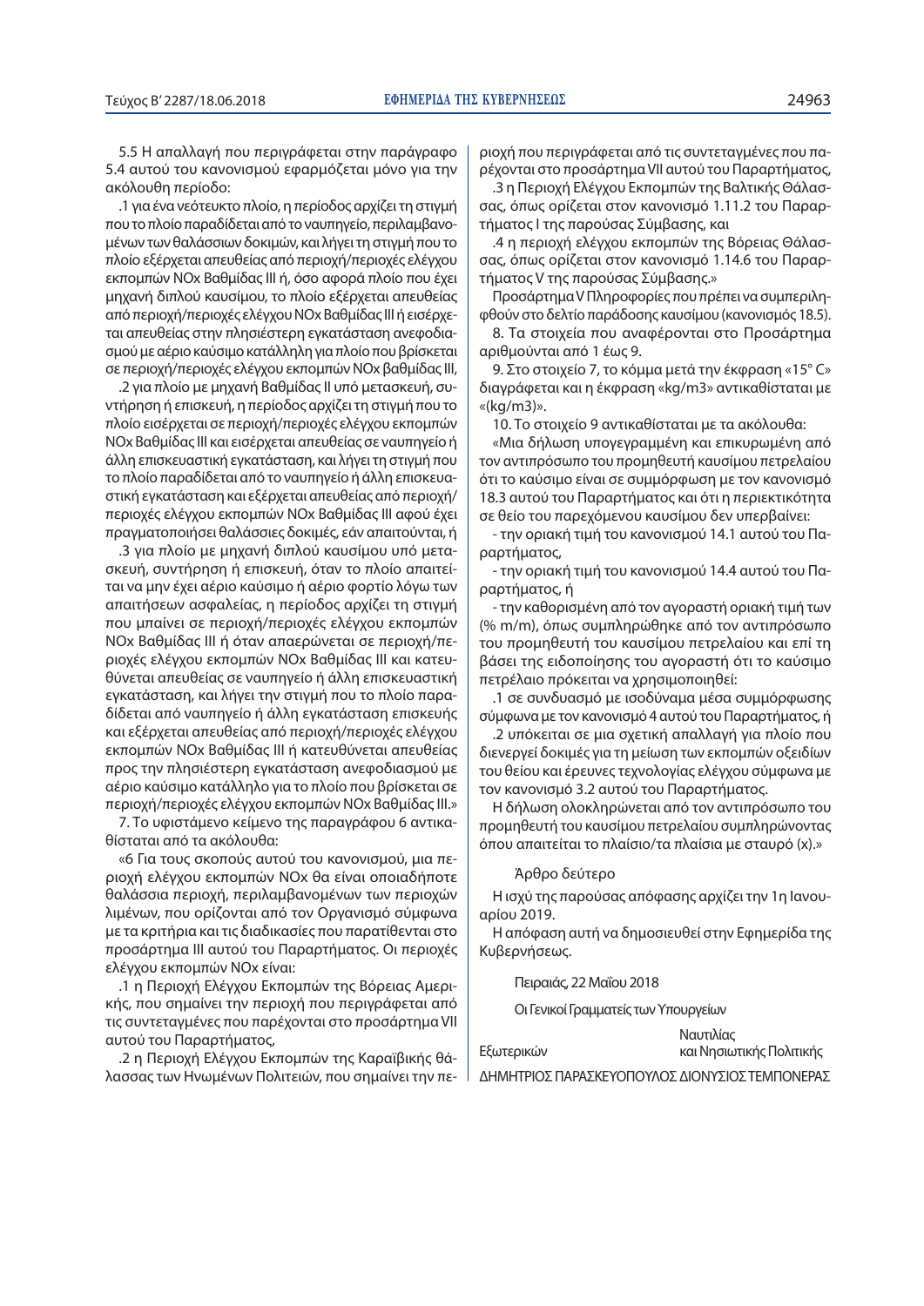5.5 Η απαλλαγή που περιγράφεται στην παράγραφο 5.4 αυτού του κανονισμού εφαρμόζεται μόνο για την ακόλουθη περίοδο:

.1 για ένα νεότευκτο πλοίο, η περίοδος αρχίζει τη στιγμή που το πλοίο παραδίδεται από το ναυπηγείο, περιλαμβανομένων των θαλάσσιων δοκιμών, και λήγει τη στιγμή που το πλοίο εξέρχεται απευθείας από περιοχή/περιοχές ελέγχου εκπομπών NOx Βαθμίδας III ή, όσο αφορά πλοίο που έχει μηχανή διπλού καυσίμου, το πλοίο εξέρχεται απευθείας από περιοχή/περιοχές ελέγχου NOx Βαθμίδας III ή εισέρχεται απευθείας στην πλησιέστερη εγκατάσταση ανεφοδιασμού με αέριο καύσιμο κατάλληλη για πλοίο που βρίσκεται σε περιοχή/περιοχές ελέγχου εκπομπών NOx βαθμίδας III,

.2 για πλοίο με μηχανή Βαθμίδας II υπό μετασκευή, συντήρηση ή επισκευή, η περίοδος αρχίζει τη στιγμή που το πλοίο εισέρχεται σε περιοχή/περιοχές ελέγχου εκπομπών NOx Βαθμίδας III και εισέρχεται απευθείας σε ναυπηγείο ή άλλη επισκευαστική εγκατάσταση, και λήγει τη στιγμή που το πλοίο παραδίδεται από το ναυπηγείο ή άλλη επισκευαστική εγκατάσταση και εξέρχεται απευθείας από περιοχή/περιοχές ελέγχου εκπομπών NOx Βαθμίδας III αφού έχει πραγματοποιήσει θαλάσσιες δοκιμές, εάν απαιτούνται, ή

.3 για πλοίο με μηχανή διπλού καυσίμου υπό μετασκευή, συντήρηση ή επισκευή, όταν το πλοίο απαιτείται να μην έχει αέριο καύσιμο ή αέριο φορτίο λόγω των απαιτήσεων ασφαλείας, η περίοδος αρχίζει τη στιγμή που μπαίνει σε περιοχή/περιοχές ελέγχου εκπομπών NOx Βαθμίδας III ή όταν απαερώνεται σε περιοχή/περιοχές ελέγχου εκπομπών NOx Βαθμίδας III και κατευθύνεται απευθείας σε ναυπηγείο ή άλλη επισκευαστική εγκατάσταση, και λήγει την στιγμή που το πλοίο παραδίδεται από ναυπηγείο ή άλλη εγκατάσταση επισκευής και εξέρχεται απευθείας από περιοχή/περιοχές ελέγχου εκπομπών NOx Βαθμίδας III ή κατευθύνεται απευθείας προς την πλησιέστερη εγκατάσταση ανεφοδιασμού με αέριο καύσιμο κατάλληλο για το πλοίο που βρίσκεται σε περιοχή/περιοχές ελέγχου εκπομπών NOx Βαθμίδας III.»

7. Το υφιστάμενο κείμενο της παραγράφου 6 αντικαθίσταται από τα ακόλουθα:

«6 Για τους σκοπούς αυτού του κανονισμού, μια περιοχή ελέγχου εκπομπών NOx θα είναι οποιαδήποτε θαλάσσια περιοχή, περιλαμβανομένων των περιοχών λιμένων, που ορίζονται από τον Οργανισμό σύμφωνα με τα κριτήρια και τις διαδικασίες που παρατίθενται στο προσάρτημα III αυτού του Παραρτήματος. Οι περιοχές ελέγχου εκπομπών NOx είναι:

.1 η Περιοχή Ελέγχου Εκπομπών της Βόρειας Αμερικής, που σημαίνει την περιοχή που περιγράφεται από τις συντεταγμένες που παρέχονται στο προσάρτημα VII αυτού του Παραρτήματος,

.2 η Περιοχή Ελέγχου Εκπομπών της Καραϊβικής θάλασσας των Ηνωμένων Πολιτειών, που σημαίνει την περιοχή που περιγράφεται από τις συντεταγμένες που παρέχονται στο προσάρτημα VII αυτού του Παραρτήματος,

.3 η Περιοχή Ελέγχου Εκπομπών της Βαλτικής Θάλασσας, όπως ορίζεται στον κανονισμό 1.11.2 του Παραρτήματος I της παρούσας Σύμβασης, και

.4 η περιοχή ελέγχου εκπομπών της Βόρειας Θάλασσας, όπως ορίζεται στον κανονισμό 1.14.6 του Παραρτήματος V της παρούσας Σύμβασης.»

Προσάρτημα V Πληροφορίες που πρέπει να συμπεριληφθούν στο δελτίο παράδοσης καυσίμου (κανονισμός 18.5).

8. Τα στοιχεία που αναφέρονται στο Προσάρτημα αριθμούνται από 1 έως 9.

9. Στο στοιχείο 7, το κόμμα μετά την έκφραση «15° C» διαγράφεται και η έκφραση «kg/m3» αντικαθίσταται με «(kg/m3)».

10. Το στοιχείο 9 αντικαθίσταται με τα ακόλουθα:

«Μια δήλωση υπογεγραμμένη και επικυρωμένη από τον αντιπρόσωπο του προμηθευτή καυσίμου πετρελαίου ότι το καύσιμο είναι σε συμμόρφωση με τον κανονισμό 18.3 αυτού του Παραρτήματος και ότι η περιεκτικότητα σε θείο του παρεχόμενου καυσίμου δεν υπερβαίνει:

- την οριακή τιμή του κανονισμού 14.1 αυτού του Παραρτήματος,

- την οριακή τιμή του κανονισμού 14.4 αυτού του Παραρτήματος, ή

- την καθορισμένη από τον αγοραστή οριακή τιμή των (% m/m), όπως συμπληρώθηκε από τον αντιπρόσωπο του προμηθευτή του καυσίμου πετρελαίου και επί τη βάσει της ειδοποίησης του αγοραστή ότι το καύσιμο πετρέλαιο πρόκειται να χρησιμοποιηθεί:

.1 σε συνδυασμό με ισοδύναμα μέσα συμμόρφωσης σύμφωνα με τον κανονισμό 4 αυτού του Παραρτήματος, ή

.2 υπόκειται σε μια σχετική απαλλαγή για πλοίο που διενεργεί δοκιμές για τη μείωση των εκπομπών οξειδίων του θείου και έρευνες τεχνολογίας ελέγχου σύμφωνα με τον κανονισμό 3.2 αυτού του Παραρτήματος.

Η δήλωση ολοκληρώνεται από τον αντιπρόσωπο του προμηθευτή του καυσίμου πετρελαίου συμπληρώνοντας όπου απαιτείται το πλαίσιο/τα πλαίσια με σταυρό (x).»

Άρθρο δεύτερο

Η ισχύ της παρούσας απόφασης αρχίζει την 1η Ιανουαρίου 2019.

Η απόφαση αυτή να δημοσιευθεί στην Εφημερίδα της Κυβερνήσεως.

Πειραιάς, 22 Μαΐου 2018

Οι Γενικοί Γραμματείς των Υπουργείων

| Εξωτερικών | Ναυτιλίας και Νησιωτικής Πολιτικής |
| --- | --- |
| ΔΗΜΗΤΡΙΟΣ ΠΑΡΑΣΚΕΥΟΠΟΥΛΟΣ | ΔΙΟΝΥΣΙΟΣ ΤΕΜΠΟΝΕΡΑΣ |